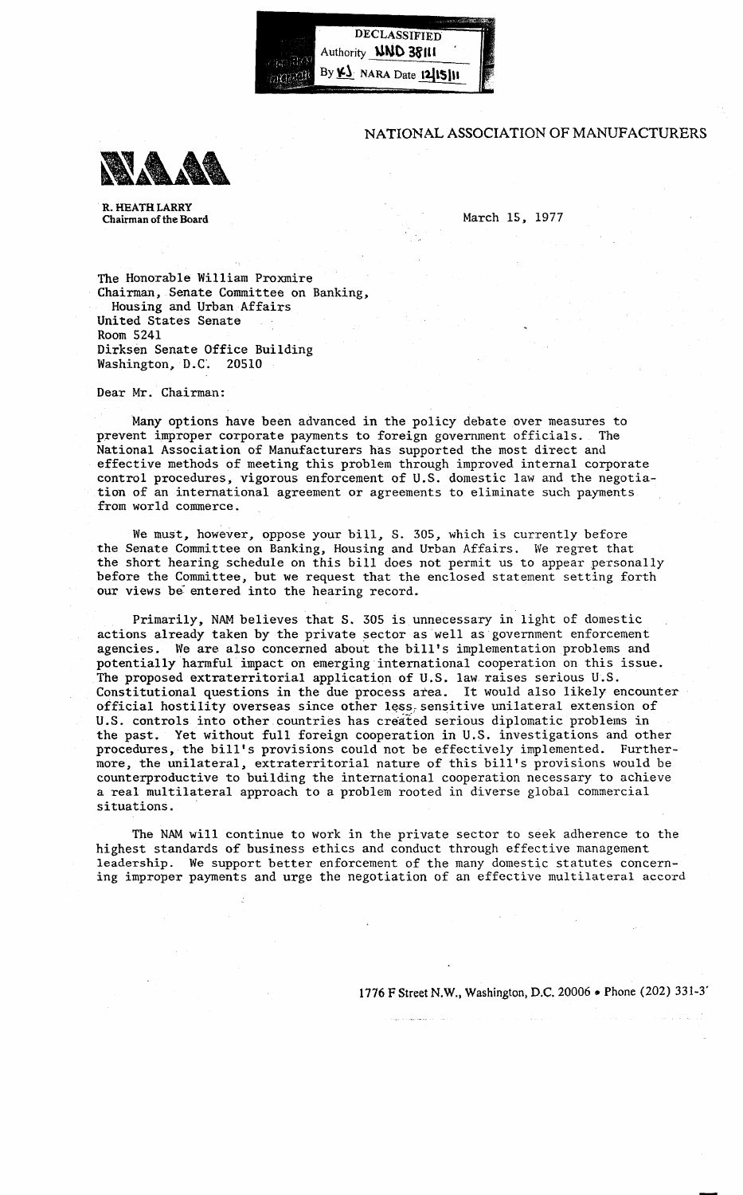DECLASSIFIED
Authority NND 38111
By KJ NARA Date 12/15/11

NATIONAL ASSOCIATION OF MANUFACTURERS

NAM

**R. HEATH LARRY**
**Chairman of the Board**

March 15, 1977

The Honorable William Proxmire
Chairman, Senate Committee on Banking,
Housing and Urban Affairs
United States Senate
Room 5241
Dirksen Senate Office Building
Washington, D.C. 20510

Dear Mr. Chairman:

Many options have been advanced in the policy debate over measures to prevent improper corporate payments to foreign government officials. The National Association of Manufacturers has supported the most direct and effective methods of meeting this problem through improved internal corporate control procedures, vigorous enforcement of U.S. domestic law and the negotiation of an international agreement or agreements to eliminate such payments from world commerce.

We must, however, oppose your bill, S. 305, which is currently before the Senate Committee on Banking, Housing and Urban Affairs. We regret that the short hearing schedule on this bill does not permit us to appear personally before the Committee, but we request that the enclosed statement setting forth our views be entered into the hearing record.

Primarily, NAM believes that S. 305 is unnecessary in light of domestic actions already taken by the private sector as well as government enforcement agencies. We are also concerned about the bill's implementation problems and potentially harmful impact on emerging international cooperation on this issue. The proposed extraterritorial application of U.S. law raises serious U.S. Constitutional questions in the due process area. It would also likely encounter official hostility overseas since other less sensitive unilateral extension of U.S. controls into other countries has created serious diplomatic problems in the past. Yet without full foreign cooperation in U.S. investigations and other procedures, the bill's provisions could not be effectively implemented. Furthermore, the unilateral, extraterritorial nature of this bill's provisions would be counterproductive to building the international cooperation necessary to achieve a real multilateral approach to a problem rooted in diverse global commercial situations.

The NAM will continue to work in the private sector to seek adherence to the highest standards of business ethics and conduct through effective management leadership. We support better enforcement of the many domestic statutes concerning improper payments and urge the negotiation of an effective multilateral accord

1776 F Street N.W., Washington, D.C. 20006 • Phone (202) 331-3'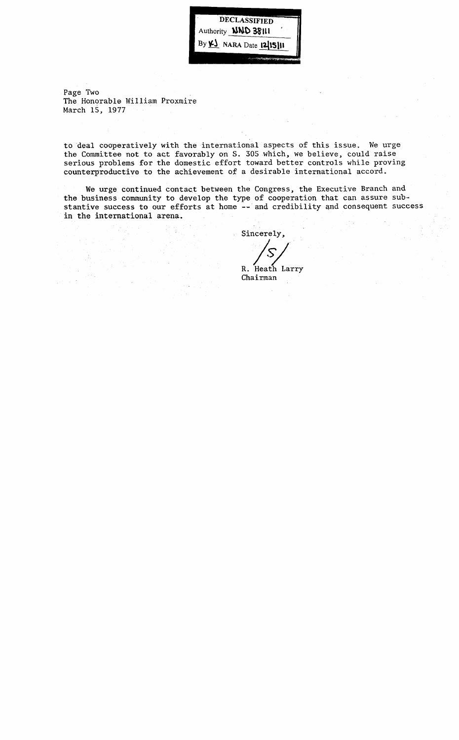DECLASSIFIED
Authority NND 38111
By KJ NARA Date 12/15/11

Page Two
The Honorable William Proxmire
March 15, 1977

to deal cooperatively with the international aspects of this issue. We urge the Committee not to act favorably on S. 305 which, we believe, could raise serious problems for the domestic effort toward better controls while proving counterproductive to the achievement of a desirable international accord.

We urge continued contact between the Congress, the Executive Branch and the business community to develop the type of cooperation that can assure substantive success to our efforts at home -- and credibility and consequent success in the international arena.

Sincerely,

/S/

R. Heath Larry
Chairman